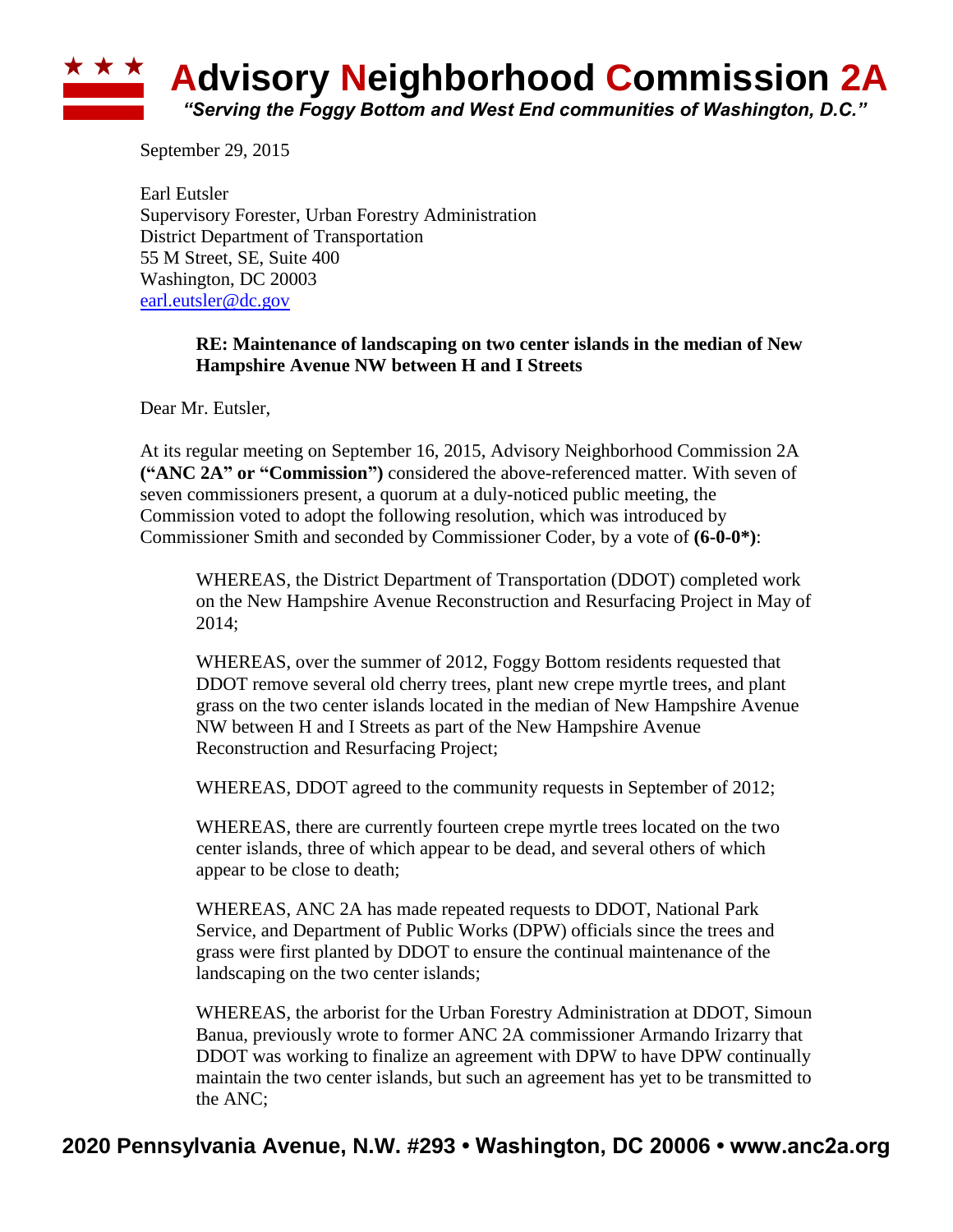# Advisory Neighborhood Commission 2A

*"Serving the Foggy Bottom and West End communities of Washington, D.C."*

September 29, 2015

Earl Eutsler
Supervisory Forester, Urban Forestry Administration
District Department of Transportation
55 M Street, SE, Suite 400
Washington, DC 20003
earl.eutsler@dc.gov

**RE: Maintenance of landscaping on two center islands in the median of New Hampshire Avenue NW between H and I Streets**

Dear Mr. Eutsler,

At its regular meeting on September 16, 2015, Advisory Neighborhood Commission 2A **("ANC 2A" or "Commission")** considered the above-referenced matter. With seven of seven commissioners present, a quorum at a duly-noticed public meeting, the Commission voted to adopt the following resolution, which was introduced by Commissioner Smith and seconded by Commissioner Coder, by a vote of **(6-0-0*)**:

> WHEREAS, the District Department of Transportation (DDOT) completed work on the New Hampshire Avenue Reconstruction and Resurfacing Project in May of 2014;
>
> WHEREAS, over the summer of 2012, Foggy Bottom residents requested that DDOT remove several old cherry trees, plant new crepe myrtle trees, and plant grass on the two center islands located in the median of New Hampshire Avenue NW between H and I Streets as part of the New Hampshire Avenue Reconstruction and Resurfacing Project;
>
> WHEREAS, DDOT agreed to the community requests in September of 2012;
>
> WHEREAS, there are currently fourteen crepe myrtle trees located on the two center islands, three of which appear to be dead, and several others of which appear to be close to death;
>
> WHEREAS, ANC 2A has made repeated requests to DDOT, National Park Service, and Department of Public Works (DPW) officials since the trees and grass were first planted by DDOT to ensure the continual maintenance of the landscaping on the two center islands;
>
> WHEREAS, the arborist for the Urban Forestry Administration at DDOT, Simoun Banua, previously wrote to former ANC 2A commissioner Armando Irizarry that DDOT was working to finalize an agreement with DPW to have DPW continually maintain the two center islands, but such an agreement has yet to be transmitted to the ANC;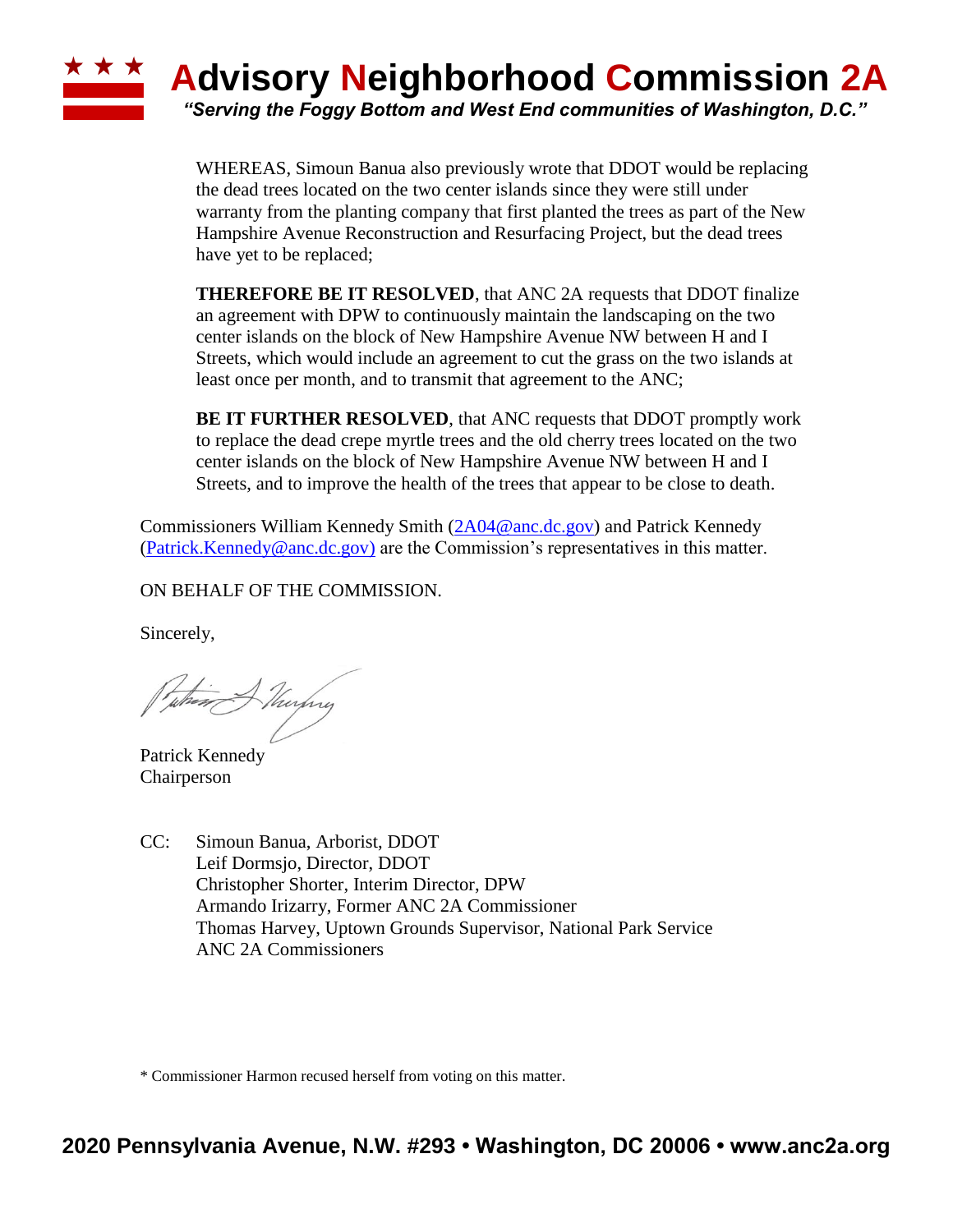WHEREAS, Simoun Banua also previously wrote that DDOT would be replacing the dead trees located on the two center islands since they were still under warranty from the planting company that first planted the trees as part of the New Hampshire Avenue Reconstruction and Resurfacing Project, but the dead trees have yet to be replaced;

**THEREFORE BE IT RESOLVED**, that ANC 2A requests that DDOT finalize an agreement with DPW to continuously maintain the landscaping on the two center islands on the block of New Hampshire Avenue NW between H and I Streets, which would include an agreement to cut the grass on the two islands at least once per month, and to transmit that agreement to the ANC;

**BE IT FURTHER RESOLVED**, that ANC requests that DDOT promptly work to replace the dead crepe myrtle trees and the old cherry trees located on the two center islands on the block of New Hampshire Avenue NW between H and I Streets, and to improve the health of the trees that appear to be close to death.

Commissioners William Kennedy Smith (2A04@anc.dc.gov) and Patrick Kennedy (Patrick.Kennedy@anc.dc.gov) are the Commission's representatives in this matter.

ON BEHALF OF THE COMMISSION.

Sincerely,

Patrick Kennedy
Chairperson

CC: Simoun Banua, Arborist, DDOT
Leif Dormsjo, Director, DDOT
Christopher Shorter, Interim Director, DPW
Armando Irizarry, Former ANC 2A Commissioner
Thomas Harvey, Uptown Grounds Supervisor, National Park Service
ANC 2A Commissioners

* Commissioner Harmon recused herself from voting on this matter.